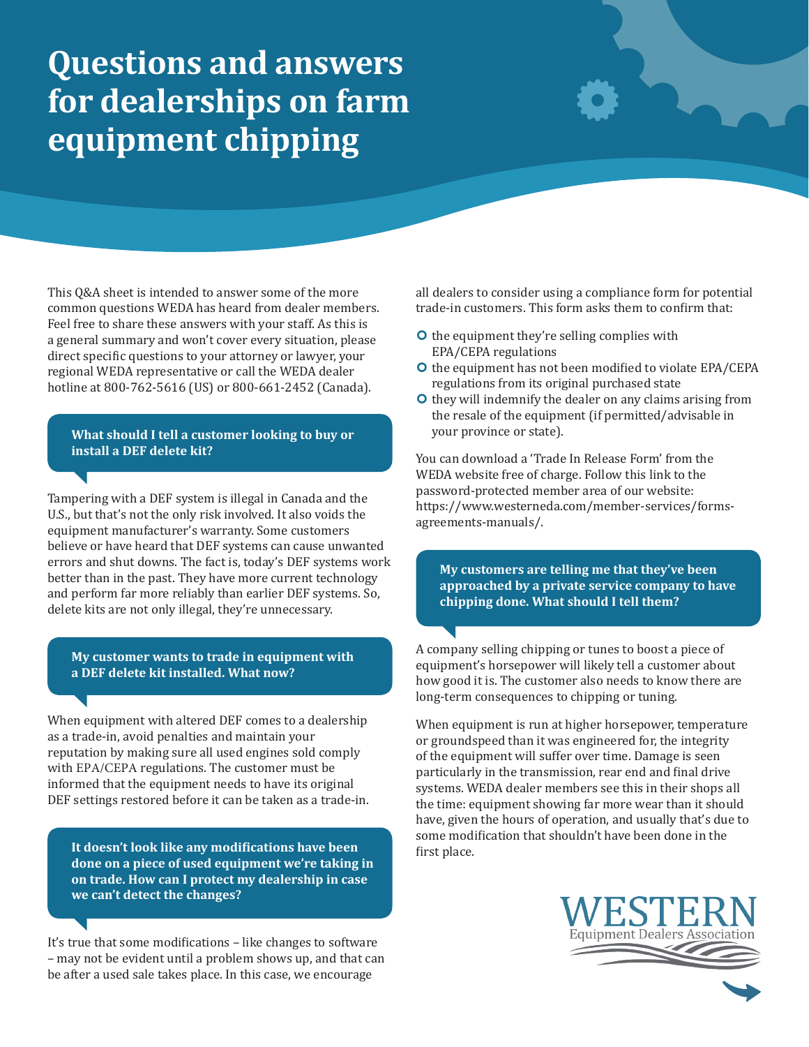# Questions and answers for dealerships on farm equipment chipping

This Q&A sheet is intended to answer some of the more common questions WEDA has heard from dealer members. Feel free to share these answers with your staff. As this is a general summary and won't cover every situation, please direct specific questions to your attorney or lawyer, your regional WEDA representative or call the WEDA dealer hotline at 800-762-5616 (US) or 800-661-2452 (Canada).

### What should I tell a customer looking to buy or install a DEF delete kit?

Tampering with a DEF system is illegal in Canada and the U.S., but that's not the only risk involved. It also voids the equipment manufacturer's warranty. Some customers believe or have heard that DEF systems can cause unwanted errors and shut downs. The fact is, today's DEF systems work better than in the past. They have more current technology and perform far more reliably than earlier DEF systems. So, delete kits are not only illegal, they're unnecessary.

### My customer wants to trade in equipment with a DEF delete kit installed. What now?

When equipment with altered DEF comes to a dealership as a trade-in, avoid penalties and maintain your reputation by making sure all used engines sold comply with EPA/CEPA regulations. The customer must be informed that the equipment needs to have its original DEF settings restored before it can be taken as a trade-in.

### It doesn't look like any modifications have been done on a piece of used equipment we're taking in on trade. How can I protect my dealership in case we can't detect the changes?

It's true that some modifications – like changes to software – may not be evident until a problem shows up, and that can be after a used sale takes place. In this case, we encourage all dealers to consider using a compliance form for potential trade-in customers. This form asks them to confirm that:

- the equipment they're selling complies with EPA/CEPA regulations
- the equipment has not been modified to violate EPA/CEPA regulations from its original purchased state
- they will indemnify the dealer on any claims arising from the resale of the equipment (if permitted/advisable in your province or state).

You can download a 'Trade In Release Form' from the WEDA website free of charge. Follow this link to the password-protected member area of our website: https://www.westerneda.com/member-services/forms-agreements-manuals/.

### My customers are telling me that they've been approached by a private service company to have chipping done. What should I tell them?

A company selling chipping or tunes to boost a piece of equipment's horsepower will likely tell a customer about how good it is. The customer also needs to know there are long-term consequences to chipping or tuning.

When equipment is run at higher horsepower, temperature or groundspeed than it was engineered for, the integrity of the equipment will suffer over time. Damage is seen particularly in the transmission, rear end and final drive systems. WEDA dealer members see this in their shops all the time: equipment showing far more wear than it should have, given the hours of operation, and usually that's due to some modification that shouldn't have been done in the first place.

WESTERN Equipment Dealers Association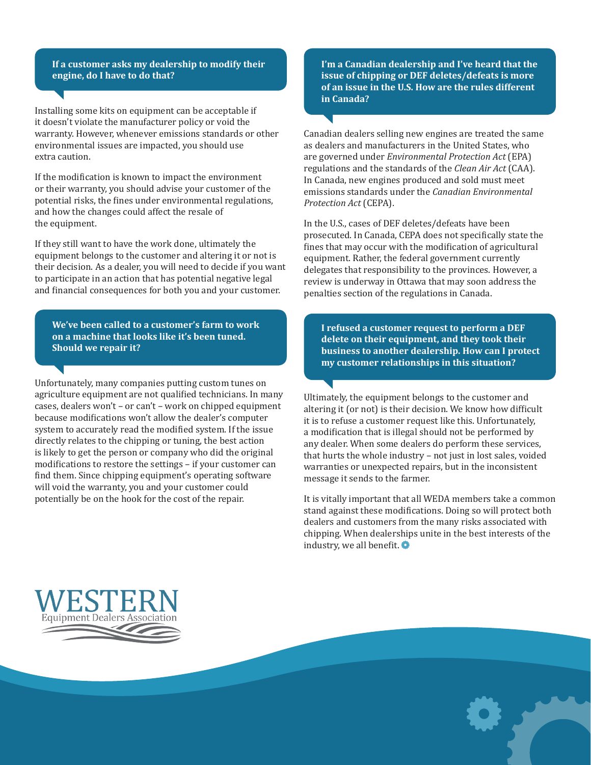### If a customer asks my dealership to modify their engine, do I have to do that?

Installing some kits on equipment can be acceptable if it doesn't violate the manufacturer policy or void the warranty. However, whenever emissions standards or other environmental issues are impacted, you should use extra caution.

If the modification is known to impact the environment or their warranty, you should advise your customer of the potential risks, the fines under environmental regulations, and how the changes could affect the resale of the equipment.

If they still want to have the work done, ultimately the equipment belongs to the customer and altering it or not is their decision. As a dealer, you will need to decide if you want to participate in an action that has potential negative legal and financial consequences for both you and your customer.

### We've been called to a customer's farm to work on a machine that looks like it's been tuned. Should we repair it?

Unfortunately, many companies putting custom tunes on agriculture equipment are not qualified technicians. In many cases, dealers won't – or can't – work on chipped equipment because modifications won't allow the dealer's computer system to accurately read the modified system. If the issue directly relates to the chipping or tuning, the best action is likely to get the person or company who did the original modifications to restore the settings – if your customer can find them. Since chipping equipment's operating software will void the warranty, you and your customer could potentially be on the hook for the cost of the repair.

### I'm a Canadian dealership and I've heard that the issue of chipping or DEF deletes/defeats is more of an issue in the U.S. How are the rules different in Canada?

Canadian dealers selling new engines are treated the same as dealers and manufacturers in the United States, who are governed under *Environmental Protection Act* (EPA) regulations and the standards of the *Clean Air Act* (CAA). In Canada, new engines produced and sold must meet emissions standards under the *Canadian Environmental Protection Act* (CEPA).

In the U.S., cases of DEF deletes/defeats have been prosecuted. In Canada, CEPA does not specifically state the fines that may occur with the modification of agricultural equipment. Rather, the federal government currently delegates that responsibility to the provinces. However, a review is underway in Ottawa that may soon address the penalties section of the regulations in Canada.

### I refused a customer request to perform a DEF delete on their equipment, and they took their business to another dealership. How can I protect my customer relationships in this situation?

Ultimately, the equipment belongs to the customer and altering it (or not) is their decision. We know how difficult it is to refuse a customer request like this. Unfortunately, a modification that is illegal should not be performed by any dealer. When some dealers do perform these services, that hurts the whole industry – not just in lost sales, voided warranties or unexpected repairs, but in the inconsistent message it sends to the farmer.

It is vitally important that all WEDA members take a common stand against these modifications. Doing so will protect both dealers and customers from the many risks associated with chipping. When dealerships unite in the best interests of the industry, we all benefit.

WESTERN Equipment Dealers Association